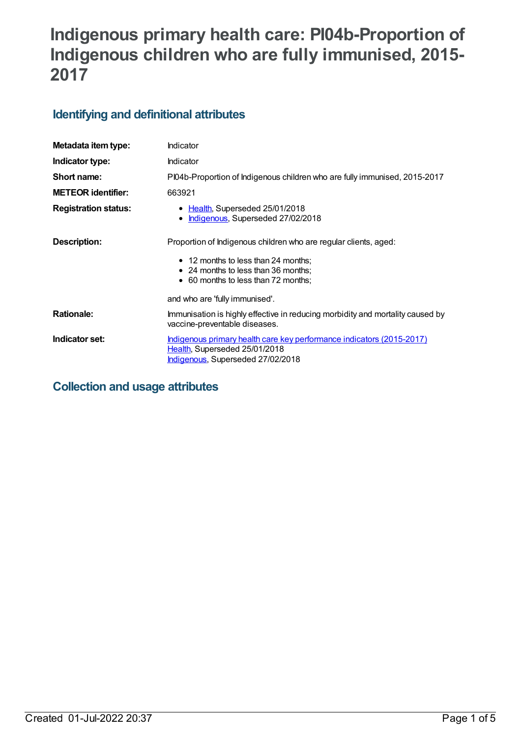# Indigenous primary health care: PI04b-Proportion of Indigenous children who are fully immunised, 2015-2017

## Identifying and definitional attributes

| | |
|---|---|
| **Metadata item type:** | Indicator |
| **Indicator type:** | Indicator |
| **Short name:** | PI04b-Proportion of Indigenous children who are fully immunised, 2015-2017 |
| **METEOR identifier:** | 663921 |
| **Registration status:** | • Health, Superseded 25/01/2018<br>• Indigenous, Superseded 27/02/2018 |
| **Description:** | Proportion of Indigenous children who are regular clients, aged:<br>• 12 months to less than 24 months;<br>• 24 months to less than 36 months;<br>• 60 months to less than 72 months;<br><br>and who are 'fully immunised'. |
| **Rationale:** | Immunisation is highly effective in reducing morbidity and mortality caused by vaccine-preventable diseases. |
| **Indicator set:** | Indigenous primary health care key performance indicators (2015-2017)<br>Health, Superseded 25/01/2018<br>Indigenous, Superseded 27/02/2018 |

## Collection and usage attributes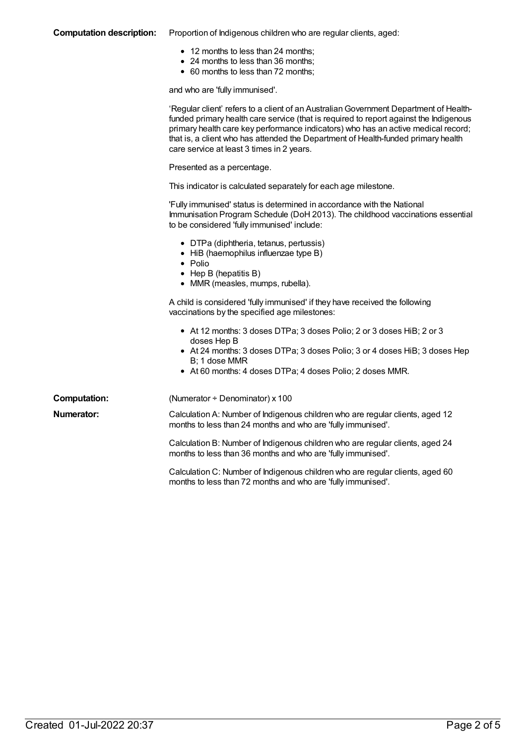**Computation description:** Proportion of Indigenous children who are regular clients, aged:

- 12 months to less than 24 months;
- 24 months to less than 36 months;
- 60 months to less than 72 months;

and who are 'fully immunised'.

'Regular client' refers to a client of an Australian Government Department of Health-funded primary health care service (that is required to report against the Indigenous primary health care key performance indicators) who has an active medical record; that is, a client who has attended the Department of Health-funded primary health care service at least 3 times in 2 years.

Presented as a percentage.

This indicator is calculated separately for each age milestone.

'Fully immunised' status is determined in accordance with the National Immunisation Program Schedule (DoH 2013). The childhood vaccinations essential to be considered 'fully immunised' include:

- DTPa (diphtheria, tetanus, pertussis)
- HiB (haemophilus influenzae type B)
- Polio
- Hep B (hepatitis B)
- MMR (measles, mumps, rubella).

A child is considered 'fully immunised' if they have received the following vaccinations by the specified age milestones:

- At 12 months: 3 doses DTPa; 3 doses Polio; 2 or 3 doses HiB; 2 or 3 doses Hep B
- At 24 months: 3 doses DTPa; 3 doses Polio; 3 or 4 doses HiB; 3 doses Hep B; 1 dose MMR
- At 60 months: 4 doses DTPa; 4 doses Polio; 2 doses MMR.

**Computation:** (Numerator ÷ Denominator) x 100

**Numerator:** Calculation A: Number of Indigenous children who are regular clients, aged 12 months to less than 24 months and who are 'fully immunised'.

Calculation B: Number of Indigenous children who are regular clients, aged 24 months to less than 36 months and who are 'fully immunised'.

Calculation C: Number of Indigenous children who are regular clients, aged 60 months to less than 72 months and who are 'fully immunised'.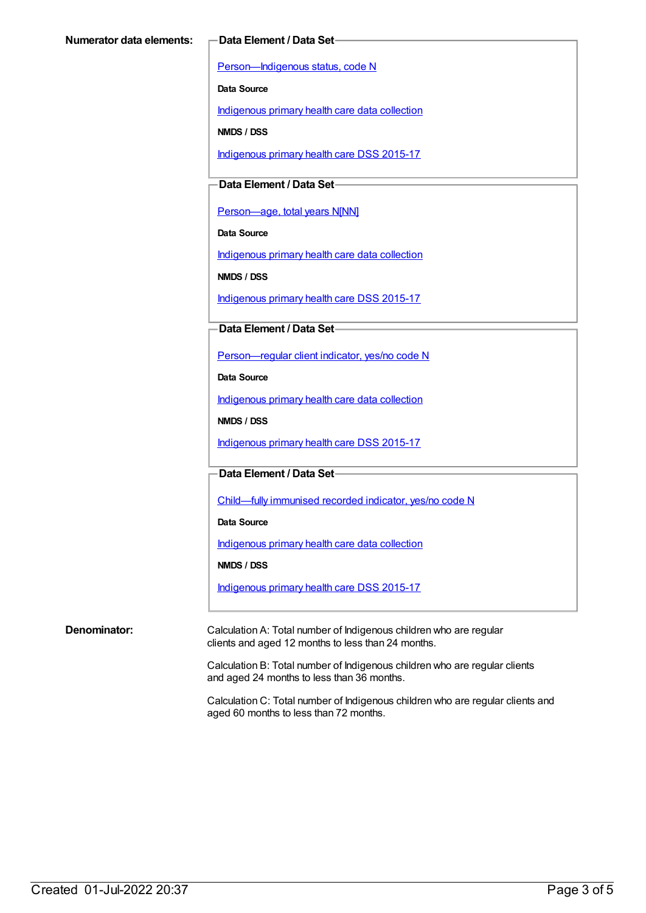**Numerator data elements:**

**Data Element / Data Set**

Person—Indigenous status, code N

**Data Source**

Indigenous primary health care data collection

**NMDS / DSS**

Indigenous primary health care DSS 2015-17

**Data Element / Data Set**

Person—age, total years N[NN]

**Data Source**

Indigenous primary health care data collection

**NMDS / DSS**

Indigenous primary health care DSS 2015-17

**Data Element / Data Set**

Person—regular client indicator, yes/no code N

**Data Source**

Indigenous primary health care data collection

**NMDS / DSS**

Indigenous primary health care DSS 2015-17

**Data Element / Data Set**

Child—fully immunised recorded indicator, yes/no code N

**Data Source**

Indigenous primary health care data collection

**NMDS / DSS**

Indigenous primary health care DSS 2015-17

**Denominator:**

Calculation A: Total number of Indigenous children who are regular clients and aged 12 months to less than 24 months.

Calculation B: Total number of Indigenous children who are regular clients and aged 24 months to less than 36 months.

Calculation C: Total number of Indigenous children who are regular clients and aged 60 months to less than 72 months.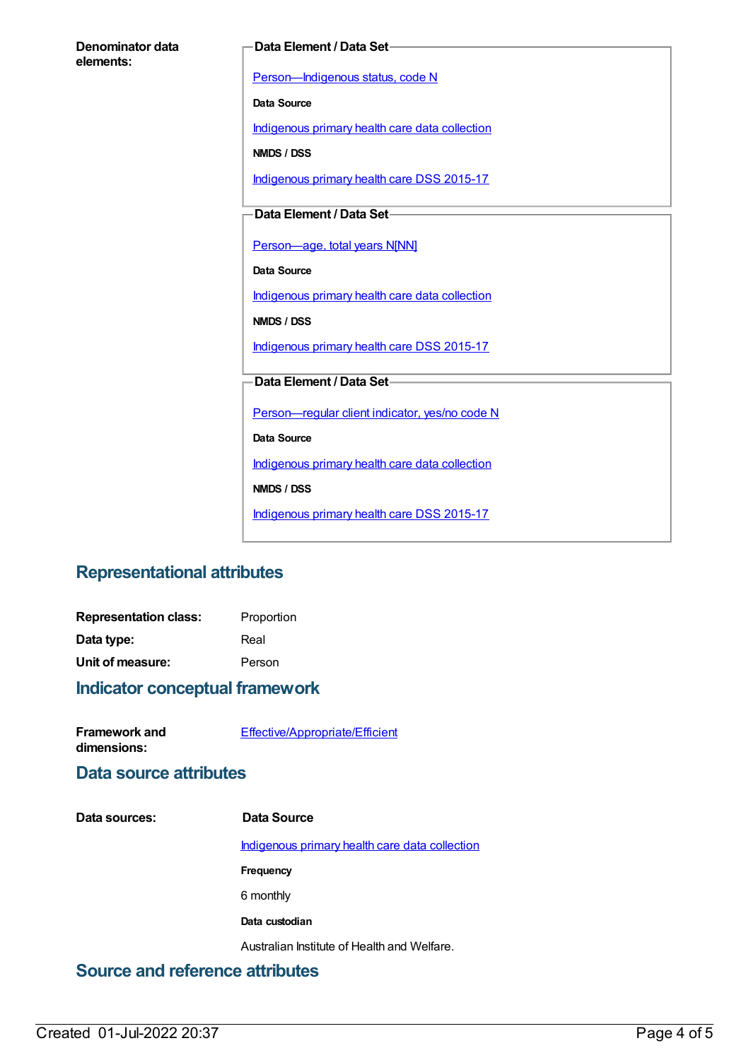**Denominator data elements:**

**Data Element / Data Set**

Person—Indigenous status, code N

**Data Source**

Indigenous primary health care data collection

**NMDS / DSS**

Indigenous primary health care DSS 2015-17

**Data Element / Data Set**

Person—age, total years N[NN]

**Data Source**

Indigenous primary health care data collection

**NMDS / DSS**

Indigenous primary health care DSS 2015-17

**Data Element / Data Set**

Person—regular client indicator, yes/no code N

**Data Source**

Indigenous primary health care data collection

**NMDS / DSS**

Indigenous primary health care DSS 2015-17

## Representational attributes

**Representation class:** Proportion

**Data type:** Real

**Unit of measure:** Person

## Indicator conceptual framework

**Framework and dimensions:** Effective/Appropriate/Efficient

## Data source attributes

**Data sources:**

**Data Source**

Indigenous primary health care data collection

**Frequency**

6 monthly

**Data custodian**

Australian Institute of Health and Welfare.

## Source and reference attributes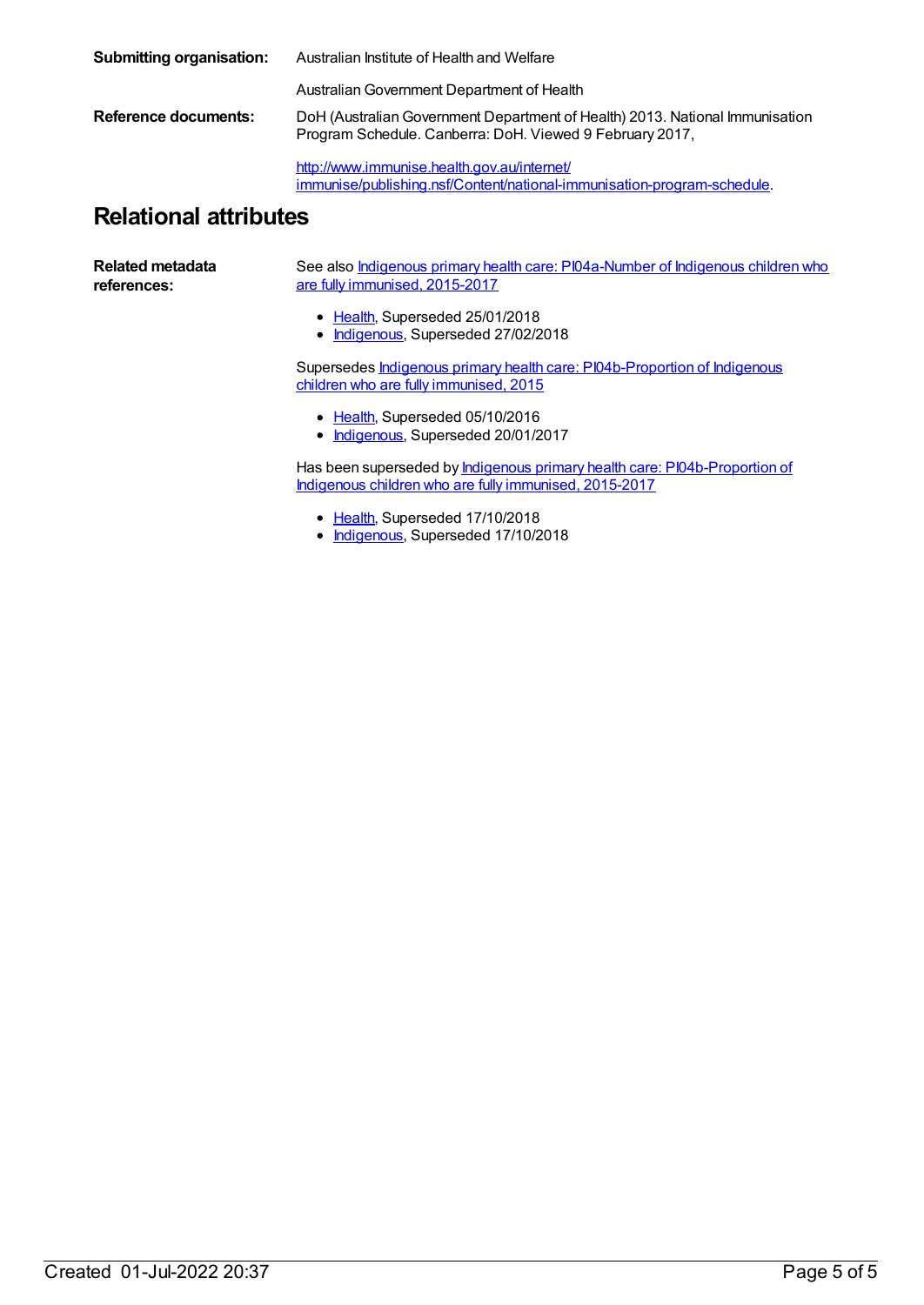**Submitting organisation:** Australian Institute of Health and Welfare

Australian Government Department of Health

**Reference documents:** DoH (Australian Government Department of Health) 2013. National Immunisation Program Schedule. Canberra: DoH. Viewed 9 February 2017,

http://www.immunise.health.gov.au/internet/immunise/publishing.nsf/Content/national-immunisation-program-schedule.

## Relational attributes

**Related metadata references:**

See also Indigenous primary health care: PI04a-Number of Indigenous children who are fully immunised, 2015-2017

- Health, Superseded 25/01/2018
- Indigenous, Superseded 27/02/2018

Supersedes Indigenous primary health care: PI04b-Proportion of Indigenous children who are fully immunised, 2015

- Health, Superseded 05/10/2016
- Indigenous, Superseded 20/01/2017

Has been superseded by Indigenous primary health care: PI04b-Proportion of Indigenous children who are fully immunised, 2015-2017

- Health, Superseded 17/10/2018
- Indigenous, Superseded 17/10/2018